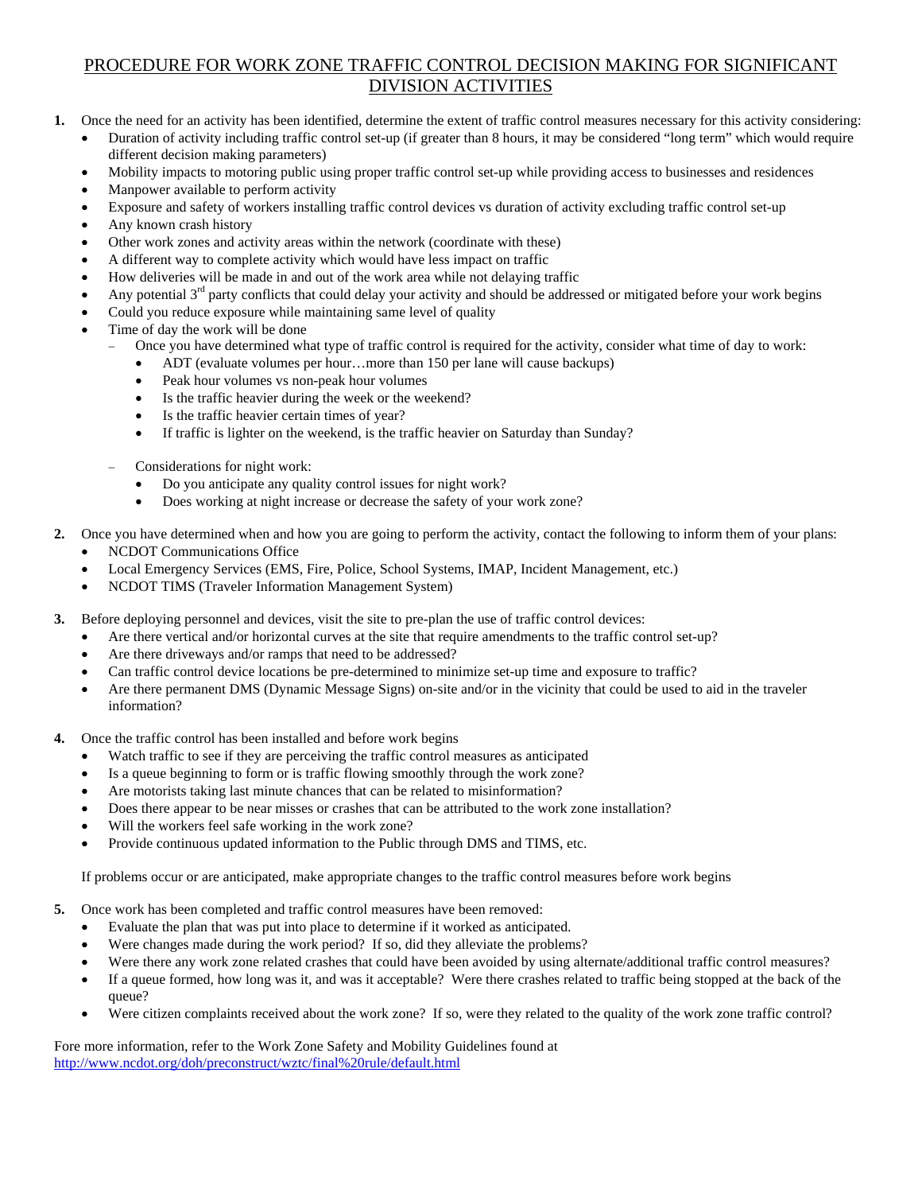# PROCEDURE FOR WORK ZONE TRAFFIC CONTROL DECISION MAKING FOR SIGNIFICANT DIVISION ACTIVITIES

**1.** Once the need for an activity has been identified, determine the extent of traffic control measures necessary for this activity considering:

- Duration of activity including traffic control set-up (if greater than 8 hours, it may be considered "long term" which would require different decision making parameters)
- Mobility impacts to motoring public using proper traffic control set-up while providing access to businesses and residences
- Manpower available to perform activity
- Exposure and safety of workers installing traffic control devices vs duration of activity excluding traffic control set-up
- Any known crash history
- Other work zones and activity areas within the network (coordinate with these)
- A different way to complete activity which would have less impact on traffic
- How deliveries will be made in and out of the work area while not delaying traffic
- Any potential 3rd party conflicts that could delay your activity and should be addressed or mitigated before your work begins
- Could you reduce exposure while maintaining same level of quality
- Time of day the work will be done
  - Once you have determined what type of traffic control is required for the activity, consider what time of day to work:
    - ADT (evaluate volumes per hour…more than 150 per lane will cause backups)
    - Peak hour volumes vs non-peak hour volumes
    - Is the traffic heavier during the week or the weekend?
    - Is the traffic heavier certain times of year?
    - If traffic is lighter on the weekend, is the traffic heavier on Saturday than Sunday?
  - Considerations for night work:
    - Do you anticipate any quality control issues for night work?
    - Does working at night increase or decrease the safety of your work zone?

**2.** Once you have determined when and how you are going to perform the activity, contact the following to inform them of your plans:

- NCDOT Communications Office
- Local Emergency Services (EMS, Fire, Police, School Systems, IMAP, Incident Management, etc.)
- NCDOT TIMS (Traveler Information Management System)

**3.** Before deploying personnel and devices, visit the site to pre-plan the use of traffic control devices:

- Are there vertical and/or horizontal curves at the site that require amendments to the traffic control set-up?
- Are there driveways and/or ramps that need to be addressed?
- Can traffic control device locations be pre-determined to minimize set-up time and exposure to traffic?
- Are there permanent DMS (Dynamic Message Signs) on-site and/or in the vicinity that could be used to aid in the traveler information?

**4.** Once the traffic control has been installed and before work begins

- Watch traffic to see if they are perceiving the traffic control measures as anticipated
- Is a queue beginning to form or is traffic flowing smoothly through the work zone?
- Are motorists taking last minute chances that can be related to misinformation?
- Does there appear to be near misses or crashes that can be attributed to the work zone installation?
- Will the workers feel safe working in the work zone?
- Provide continuous updated information to the Public through DMS and TIMS, etc.

If problems occur or are anticipated, make appropriate changes to the traffic control measures before work begins

**5.** Once work has been completed and traffic control measures have been removed:

- Evaluate the plan that was put into place to determine if it worked as anticipated.
- Were changes made during the work period? If so, did they alleviate the problems?
- Were there any work zone related crashes that could have been avoided by using alternate/additional traffic control measures?
- If a queue formed, how long was it, and was it acceptable? Were there crashes related to traffic being stopped at the back of the queue?
- Were citizen complaints received about the work zone? If so, were they related to the quality of the work zone traffic control?

Fore more information, refer to the Work Zone Safety and Mobility Guidelines found at http://www.ncdot.org/doh/preconstruct/wztc/final%20rule/default.html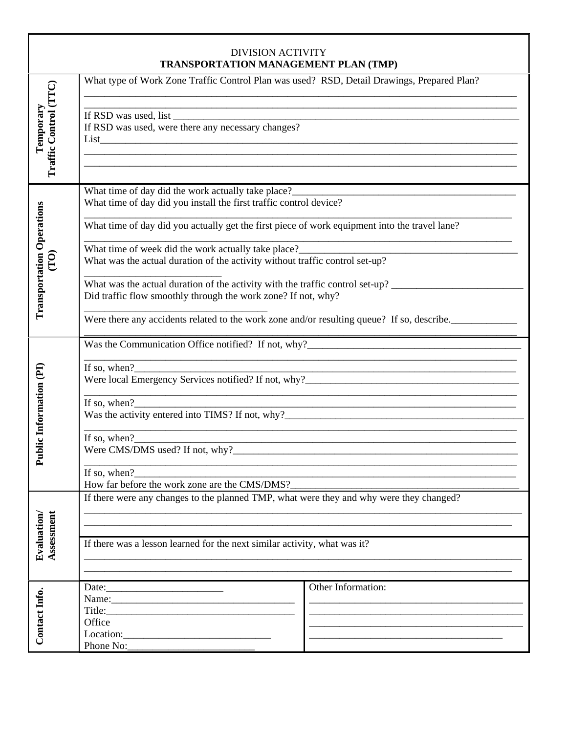DIVISION ACTIVITY
**TRANSPORTATION MANAGEMENT PLAN (TMP)**

| | |
|---|---|
| **Temporary Traffic Control (TTC)** | What type of Work Zone Traffic Control Plan was used? RSD, Detail Drawings, Prepared Plan?<br>\_\_\_\_\_\_\_\_\_\_\_\_\_\_\_\_\_\_\_\_\_\_\_\_\_\_\_\_\_\_\_\_\_\_\_\_\_\_\_\_<br>\_\_\_\_\_\_\_\_\_\_\_\_\_\_\_\_\_\_\_\_\_\_\_\_\_\_\_\_\_\_\_\_\_\_\_\_\_\_\_\_<br>If RSD was used, list \_\_\_\_\_\_\_\_\_\_\_\_\_\_\_\_\_\_\_\_\_\_\_\_\_\_\_\_\_\_<br>If RSD was used, were there any necessary changes?<br>List\_\_\_\_\_\_\_\_\_\_\_\_\_\_\_\_\_\_\_\_\_\_\_\_\_\_\_\_\_\_\_\_\_\_\_\_\_\_<br>\_\_\_\_\_\_\_\_\_\_\_\_\_\_\_\_\_\_\_\_\_\_\_\_\_\_\_\_\_\_\_\_\_\_\_\_\_\_\_\_<br>\_\_\_\_\_\_\_\_\_\_\_\_\_\_\_\_\_\_\_\_\_\_\_\_\_\_\_\_\_\_\_\_\_\_\_\_\_\_\_\_ |
| **Transportation Operations (TO)** | What time of day did the work actually take place?\_\_\_\_\_\_\_\_\_\_\_\_\_\_\_\_\_\_\_\_<br>What time of day did you install the first traffic control device?<br>\_\_\_\_\_\_\_\_\_\_\_\_\_\_\_\_\_\_\_\_\_\_\_\_\_\_\_\_\_\_\_\_\_\_\_\_\_\_\_\_<br>What time of day did you actually get the first piece of work equipment into the travel lane?<br>\_\_\_\_\_\_\_\_\_\_\_\_\_\_\_\_\_\_\_\_\_\_\_\_\_\_\_\_\_\_\_\_\_\_\_\_\_\_\_\_<br>What time of week did the work actually take place?\_\_\_\_\_\_\_\_\_\_\_\_\_\_\_\_\_\_\_\_<br>What was the actual duration of the activity without traffic control set-up?<br>\_\_\_\_\_\_\_\_\_\_\_\_\_\_\_\_\_\_\_\_<br>What was the actual duration of the activity with the traffic control set-up? \_\_\_\_\_\_\_\_\_\_\_\_\_\_\_\_\_\_\_\_<br>Did traffic flow smoothly through the work zone? If not, why?<br>\_\_\_\_\_\_\_\_\_\_\_\_\_\_\_\_\_\_\_\_\_\_\_\_\_\_\_\_<br>Were there any accidents related to the work zone and/or resulting queue? If so, describe.\_\_\_\_\_\_\_\_\_\_\_\_<br>\_\_\_\_\_\_\_\_\_\_\_\_\_\_\_\_\_\_\_\_\_\_\_\_\_\_\_\_\_\_\_\_\_\_\_\_\_\_\_\_ |
| **Public Information (PI)** | Was the Communication Office notified? If not, why?\_\_\_\_\_\_\_\_\_\_\_\_\_\_\_\_\_\_\_\_<br>\_\_\_\_\_\_\_\_\_\_\_\_\_\_\_\_\_\_\_\_\_\_\_\_\_\_\_\_\_\_\_\_\_\_\_\_\_\_\_\_<br>If so, when?\_\_\_\_\_\_\_\_\_\_\_\_\_\_\_\_\_\_\_\_\_\_\_\_\_\_\_\_\_\_\_\_<br>Were local Emergency Services notified? If not, why?\_\_\_\_\_\_\_\_\_\_\_\_\_\_\_\_\_\_\_\_<br>\_\_\_\_\_\_\_\_\_\_\_\_\_\_\_\_\_\_\_\_\_\_\_\_\_\_\_\_\_\_\_\_\_\_\_\_\_\_\_\_<br>If so, when?\_\_\_\_\_\_\_\_\_\_\_\_\_\_\_\_\_\_\_\_\_\_\_\_\_\_\_\_\_\_\_\_<br>Was the activity entered into TIMS? If not, why?\_\_\_\_\_\_\_\_\_\_\_\_\_\_\_\_\_\_\_\_<br>\_\_\_\_\_\_\_\_\_\_\_\_\_\_\_\_\_\_\_\_\_\_\_\_\_\_\_\_\_\_\_\_\_\_\_\_\_\_\_\_<br>If so, when?\_\_\_\_\_\_\_\_\_\_\_\_\_\_\_\_\_\_\_\_\_\_\_\_\_\_\_\_\_\_\_\_<br>Were CMS/DMS used? If not, why?\_\_\_\_\_\_\_\_\_\_\_\_\_\_\_\_\_\_\_\_<br>\_\_\_\_\_\_\_\_\_\_\_\_\_\_\_\_\_\_\_\_\_\_\_\_\_\_\_\_\_\_\_\_\_\_\_\_\_\_\_\_<br>If so, when?\_\_\_\_\_\_\_\_\_\_\_\_\_\_\_\_\_\_\_\_\_\_\_\_\_\_\_\_\_\_\_\_<br>How far before the work zone are the CMS/DMS?\_\_\_\_\_\_\_\_\_\_\_\_\_\_\_\_\_\_\_\_ |
| **Evaluation/ Assessment** | If there were any changes to the planned TMP, what were they and why were they changed?<br>\_\_\_\_\_\_\_\_\_\_\_\_\_\_\_\_\_\_\_\_\_\_\_\_\_\_\_\_\_\_\_\_\_\_\_\_\_\_\_\_<br>\_\_\_\_\_\_\_\_\_\_\_\_\_\_\_\_\_\_\_\_\_\_\_\_\_\_\_\_\_\_\_\_\_\_\_\_\_\_\_\_<br><br>If there was a lesson learned for the next similar activity, what was it?<br>\_\_\_\_\_\_\_\_\_\_\_\_\_\_\_\_\_\_\_\_\_\_\_\_\_\_\_\_\_\_\_\_\_\_\_\_\_\_\_\_<br>\_\_\_\_\_\_\_\_\_\_\_\_\_\_\_\_\_\_\_\_\_\_\_\_\_\_\_\_\_\_\_\_\_\_\_\_\_\_\_\_ |

| | | |
|---|---|---|
| **Contact Info.** | Date:\_\_\_\_\_\_\_\_\_\_\_\_\_\_\_\_\_\_\_\_<br>Name:\_\_\_\_\_\_\_\_\_\_\_\_\_\_\_\_\_\_\_\_<br>Title:\_\_\_\_\_\_\_\_\_\_\_\_\_\_\_\_\_\_\_\_<br>Office<br>Location:\_\_\_\_\_\_\_\_\_\_\_\_\_\_\_\_\_\_\_\_<br>Phone No:\_\_\_\_\_\_\_\_\_\_\_\_\_\_\_\_\_\_\_\_ | Other Information:<br>\_\_\_\_\_\_\_\_\_\_\_\_\_\_\_\_\_\_\_\_\_\_\_\_\_\_<br>\_\_\_\_\_\_\_\_\_\_\_\_\_\_\_\_\_\_\_\_\_\_\_\_\_\_<br>\_\_\_\_\_\_\_\_\_\_\_\_\_\_\_\_\_\_\_\_\_\_\_\_\_\_<br>\_\_\_\_\_\_\_\_\_\_\_\_\_\_\_\_\_\_\_\_\_\_\_\_\_\_ |